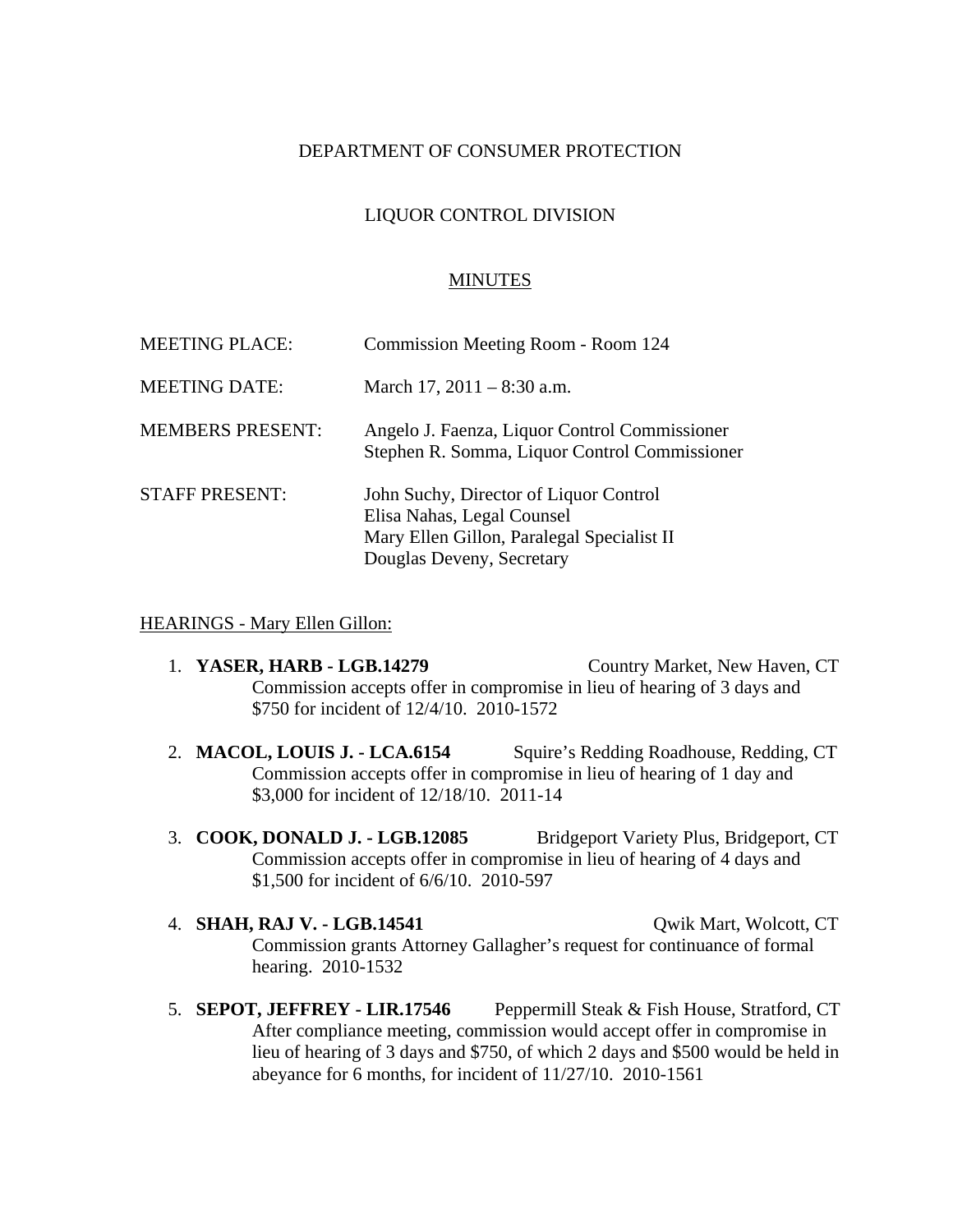DEPARTMENT OF CONSUMER PROTECTION

LIQUOR CONTROL DIVISION

MINUTES

| | |
|---|---|
| MEETING PLACE: | Commission Meeting Room - Room 124 |
| MEETING DATE: | March 17, 2011 – 8:30 a.m. |
| MEMBERS PRESENT: | Angelo J. Faenza, Liquor Control Commissioner<br>Stephen R. Somma, Liquor Control Commissioner |
| STAFF PRESENT: | John Suchy, Director of Liquor Control<br>Elisa Nahas, Legal Counsel<br>Mary Ellen Gillon, Paralegal Specialist II<br>Douglas Deveny, Secretary |

HEARINGS - Mary Ellen Gillon:

1. **YASER, HARB - LGB.14279** Country Market, New Haven, CT
   Commission accepts offer in compromise in lieu of hearing of 3 days and $750 for incident of 12/4/10. 2010-1572

2. **MACOL, LOUIS J. - LCA.6154** Squire's Redding Roadhouse, Redding, CT
   Commission accepts offer in compromise in lieu of hearing of 1 day and $3,000 for incident of 12/18/10. 2011-14

3. **COOK, DONALD J. - LGB.12085** Bridgeport Variety Plus, Bridgeport, CT
   Commission accepts offer in compromise in lieu of hearing of 4 days and $1,500 for incident of 6/6/10. 2010-597

4. **SHAH, RAJ V. - LGB.14541** Qwik Mart, Wolcott, CT
   Commission grants Attorney Gallagher's request for continuance of formal hearing. 2010-1532

5. **SEPOT, JEFFREY - LIR.17546** Peppermill Steak & Fish House, Stratford, CT
   After compliance meeting, commission would accept offer in compromise in lieu of hearing of 3 days and $750, of which 2 days and $500 would be held in abeyance for 6 months, for incident of 11/27/10. 2010-1561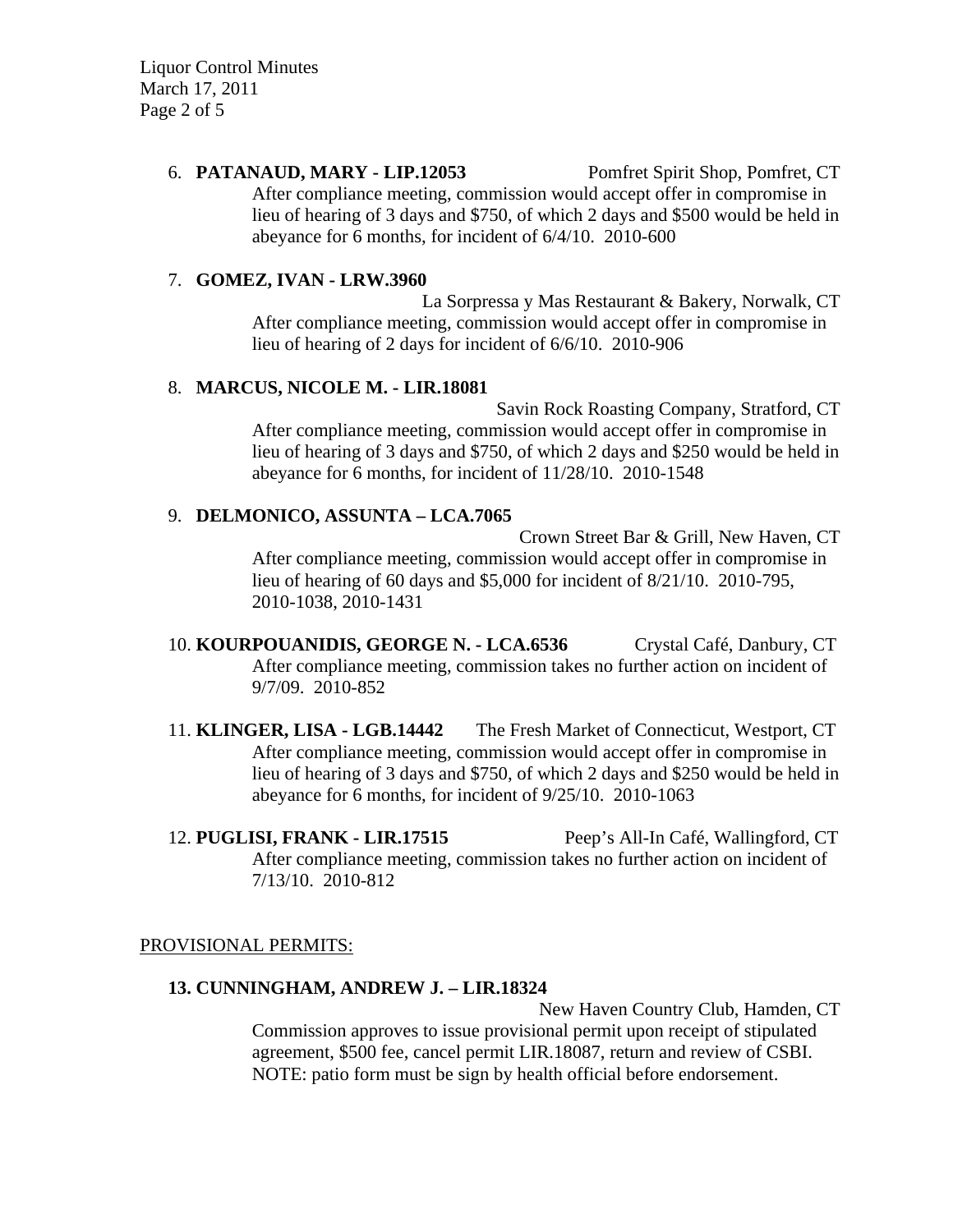6. **PATANAUD, MARY - LIP.12053** Pomfret Spirit Shop, Pomfret, CT

   After compliance meeting, commission would accept offer in compromise in lieu of hearing of 3 days and $750, of which 2 days and $500 would be held in abeyance for 6 months, for incident of 6/4/10. 2010-600

7. **GOMEZ, IVAN - LRW.3960** La Sorpressa y Mas Restaurant & Bakery, Norwalk, CT

   After compliance meeting, commission would accept offer in compromise in lieu of hearing of 2 days for incident of 6/6/10. 2010-906

8. **MARCUS, NICOLE M. - LIR.18081** Savin Rock Roasting Company, Stratford, CT

   After compliance meeting, commission would accept offer in compromise in lieu of hearing of 3 days and $750, of which 2 days and $250 would be held in abeyance for 6 months, for incident of 11/28/10. 2010-1548

9. **DELMONICO, ASSUNTA – LCA.7065** Crown Street Bar & Grill, New Haven, CT

   After compliance meeting, commission would accept offer in compromise in lieu of hearing of 60 days and $5,000 for incident of 8/21/10. 2010-795, 2010-1038, 2010-1431

10. **KOURPOUANIDIS, GEORGE N. - LCA.6536** Crystal Café, Danbury, CT

    After compliance meeting, commission takes no further action on incident of 9/7/09. 2010-852

11. **KLINGER, LISA - LGB.14442** The Fresh Market of Connecticut, Westport, CT

    After compliance meeting, commission would accept offer in compromise in lieu of hearing of 3 days and $750, of which 2 days and $250 would be held in abeyance for 6 months, for incident of 9/25/10. 2010-1063

12. **PUGLISI, FRANK - LIR.17515** Peep's All-In Café, Wallingford, CT

    After compliance meeting, commission takes no further action on incident of 7/13/10. 2010-812

PROVISIONAL PERMITS:

**13. CUNNINGHAM, ANDREW J. – LIR.18324** New Haven Country Club, Hamden, CT

Commission approves to issue provisional permit upon receipt of stipulated agreement, $500 fee, cancel permit LIR.18087, return and review of CSBI. NOTE: patio form must be sign by health official before endorsement.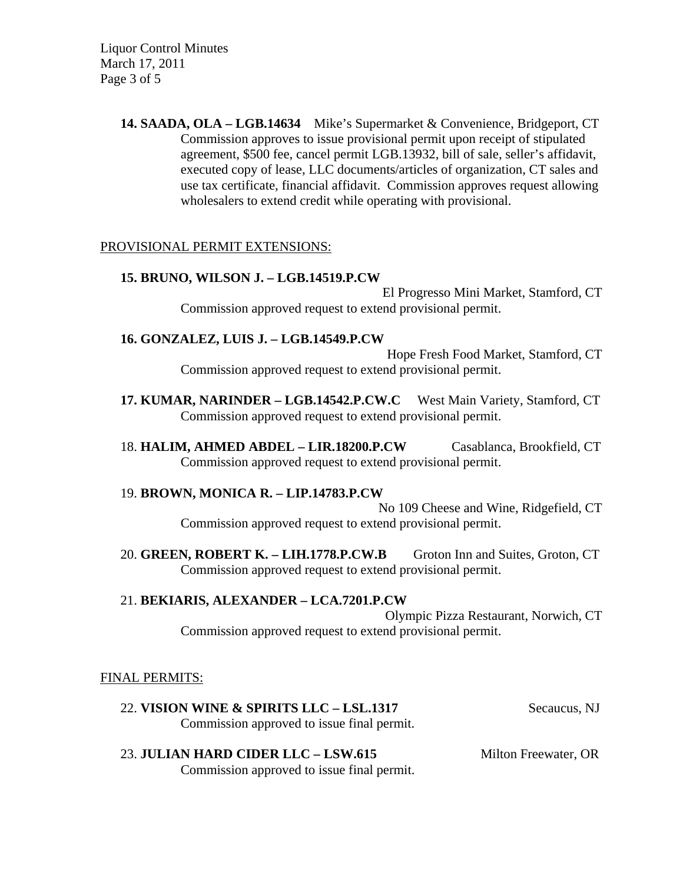**14. SAADA, OLA – LGB.14634** Mike's Supermarket & Convenience, Bridgeport, CT
Commission approves to issue provisional permit upon receipt of stipulated agreement, $500 fee, cancel permit LGB.13932, bill of sale, seller's affidavit, executed copy of lease, LLC documents/articles of organization, CT sales and use tax certificate, financial affidavit. Commission approves request allowing wholesalers to extend credit while operating with provisional.

PROVISIONAL PERMIT EXTENSIONS:

**15. BRUNO, WILSON J. – LGB.14519.P.CW** El Progresso Mini Market, Stamford, CT
Commission approved request to extend provisional permit.

**16. GONZALEZ, LUIS J. – LGB.14549.P.CW** Hope Fresh Food Market, Stamford, CT
Commission approved request to extend provisional permit.

**17. KUMAR, NARINDER – LGB.14542.P.CW.C** West Main Variety, Stamford, CT
Commission approved request to extend provisional permit.

18. **HALIM, AHMED ABDEL – LIR.18200.P.CW** Casablanca, Brookfield, CT
Commission approved request to extend provisional permit.

19. **BROWN, MONICA R. – LIP.14783.P.CW** No 109 Cheese and Wine, Ridgefield, CT
Commission approved request to extend provisional permit.

20. **GREEN, ROBERT K. – LIH.1778.P.CW.B** Groton Inn and Suites, Groton, CT
Commission approved request to extend provisional permit.

21. **BEKIARIS, ALEXANDER – LCA.7201.P.CW** Olympic Pizza Restaurant, Norwich, CT
Commission approved request to extend provisional permit.

FINAL PERMITS:

22. **VISION WINE & SPIRITS LLC – LSL.1317** Secaucus, NJ
Commission approved to issue final permit.

23. **JULIAN HARD CIDER LLC – LSW.615** Milton Freewater, OR
Commission approved to issue final permit.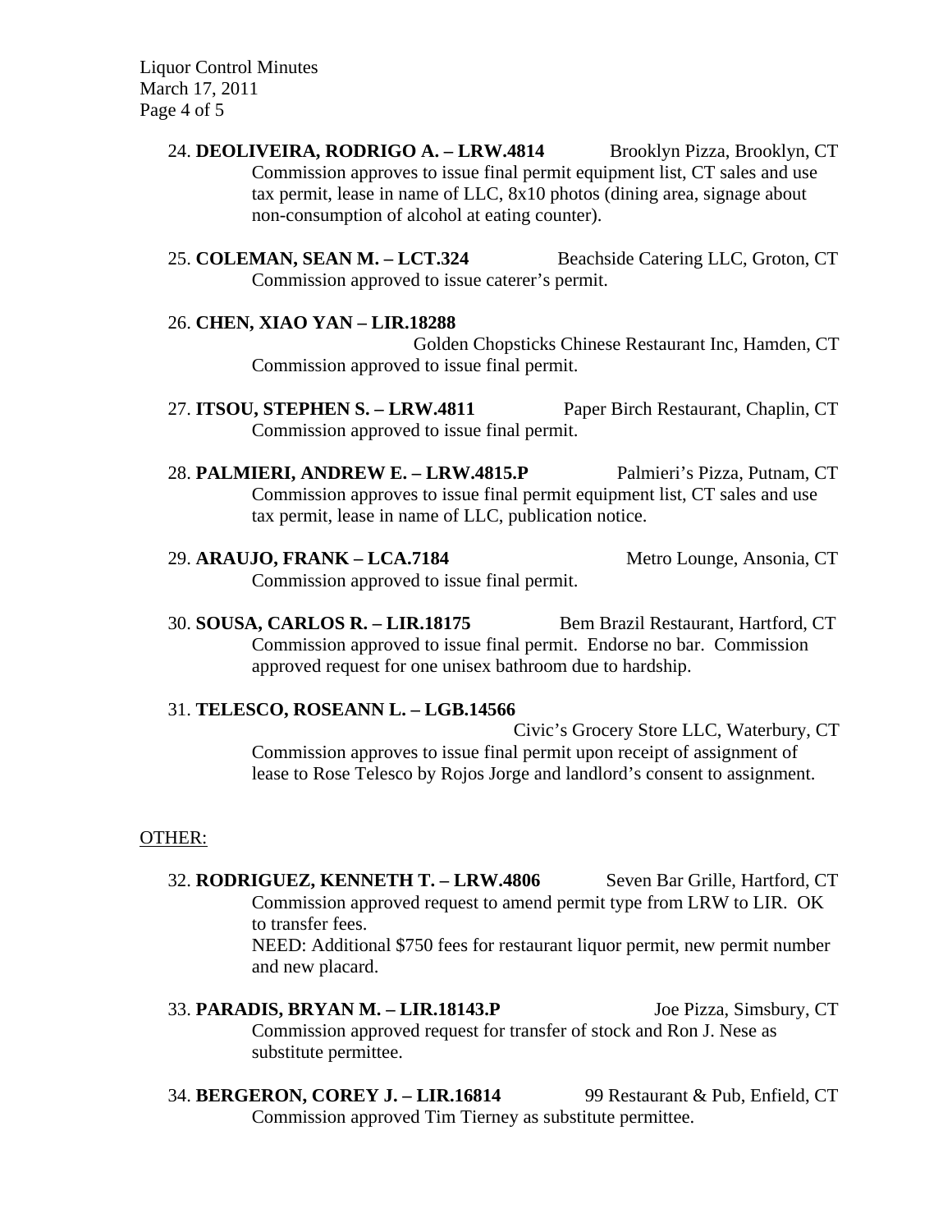24. **DEOLIVEIRA, RODRIGO A. – LRW.4814** Brooklyn Pizza, Brooklyn, CT
    Commission approves to issue final permit equipment list, CT sales and use tax permit, lease in name of LLC, 8x10 photos (dining area, signage about non-consumption of alcohol at eating counter).

25. **COLEMAN, SEAN M. – LCT.324** Beachside Catering LLC, Groton, CT
    Commission approved to issue caterer's permit.

26. **CHEN, XIAO YAN – LIR.18288**
    Golden Chopsticks Chinese Restaurant Inc, Hamden, CT
    Commission approved to issue final permit.

27. **ITSOU, STEPHEN S. – LRW.4811** Paper Birch Restaurant, Chaplin, CT
    Commission approved to issue final permit.

28. **PALMIERI, ANDREW E. – LRW.4815.P** Palmieri's Pizza, Putnam, CT
    Commission approves to issue final permit equipment list, CT sales and use tax permit, lease in name of LLC, publication notice.

29. **ARAUJO, FRANK – LCA.7184** Metro Lounge, Ansonia, CT
    Commission approved to issue final permit.

30. **SOUSA, CARLOS R. – LIR.18175** Bem Brazil Restaurant, Hartford, CT
    Commission approved to issue final permit. Endorse no bar. Commission approved request for one unisex bathroom due to hardship.

31. **TELESCO, ROSEANN L. – LGB.14566**
    Civic's Grocery Store LLC, Waterbury, CT
    Commission approves to issue final permit upon receipt of assignment of lease to Rose Telesco by Rojos Jorge and landlord's consent to assignment.

<u>OTHER:</u>

32. **RODRIGUEZ, KENNETH T. – LRW.4806** Seven Bar Grille, Hartford, CT
    Commission approved request to amend permit type from LRW to LIR. OK to transfer fees.
    NEED: Additional $750 fees for restaurant liquor permit, new permit number and new placard.

33. **PARADIS, BRYAN M. – LIR.18143.P** Joe Pizza, Simsbury, CT
    Commission approved request for transfer of stock and Ron J. Nese as substitute permittee.

34. **BERGERON, COREY J. – LIR.16814** 99 Restaurant & Pub, Enfield, CT
    Commission approved Tim Tierney as substitute permittee.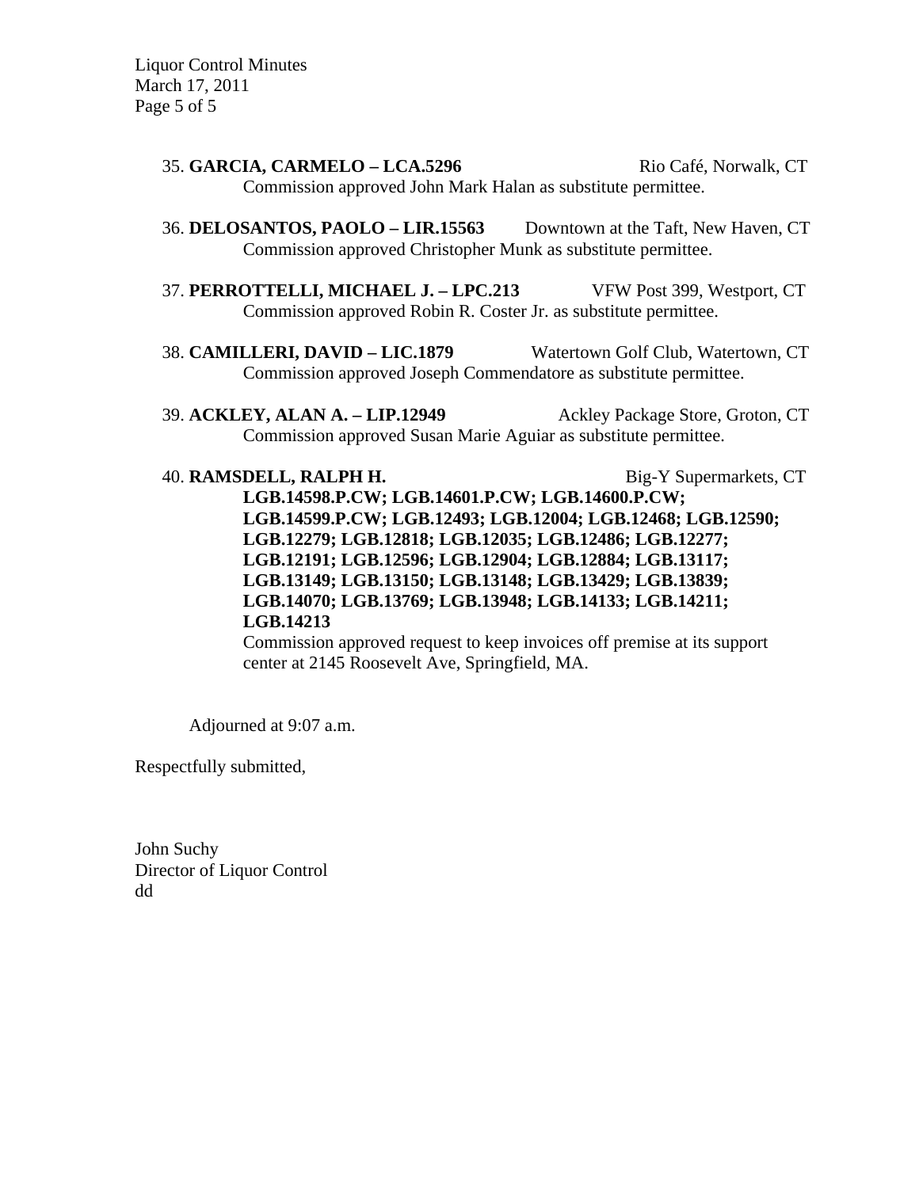35. **GARCIA, CARMELO – LCA.5296** Rio Café, Norwalk, CT
Commission approved John Mark Halan as substitute permittee.

36. **DELOSANTOS, PAOLO – LIR.15563** Downtown at the Taft, New Haven, CT
Commission approved Christopher Munk as substitute permittee.

37. **PERROTTELLI, MICHAEL J. – LPC.213** VFW Post 399, Westport, CT
Commission approved Robin R. Coster Jr. as substitute permittee.

38. **CAMILLERI, DAVID – LIC.1879** Watertown Golf Club, Watertown, CT
Commission approved Joseph Commendatore as substitute permittee.

39. **ACKLEY, ALAN A. – LIP.12949** Ackley Package Store, Groton, CT
Commission approved Susan Marie Aguiar as substitute permittee.

40. **RAMSDELL, RALPH H.** Big-Y Supermarkets, CT
**LGB.14598.P.CW; LGB.14601.P.CW; LGB.14600.P.CW; LGB.14599.P.CW; LGB.12493; LGB.12004; LGB.12468; LGB.12590; LGB.12279; LGB.12818; LGB.12035; LGB.12486; LGB.12277; LGB.12191; LGB.12596; LGB.12904; LGB.12884; LGB.13117; LGB.13149; LGB.13150; LGB.13148; LGB.13429; LGB.13839; LGB.14070; LGB.13769; LGB.13948; LGB.14133; LGB.14211; LGB.14213**
Commission approved request to keep invoices off premise at its support center at 2145 Roosevelt Ave, Springfield, MA.

Adjourned at 9:07 a.m.

Respectfully submitted,

John Suchy
Director of Liquor Control
dd